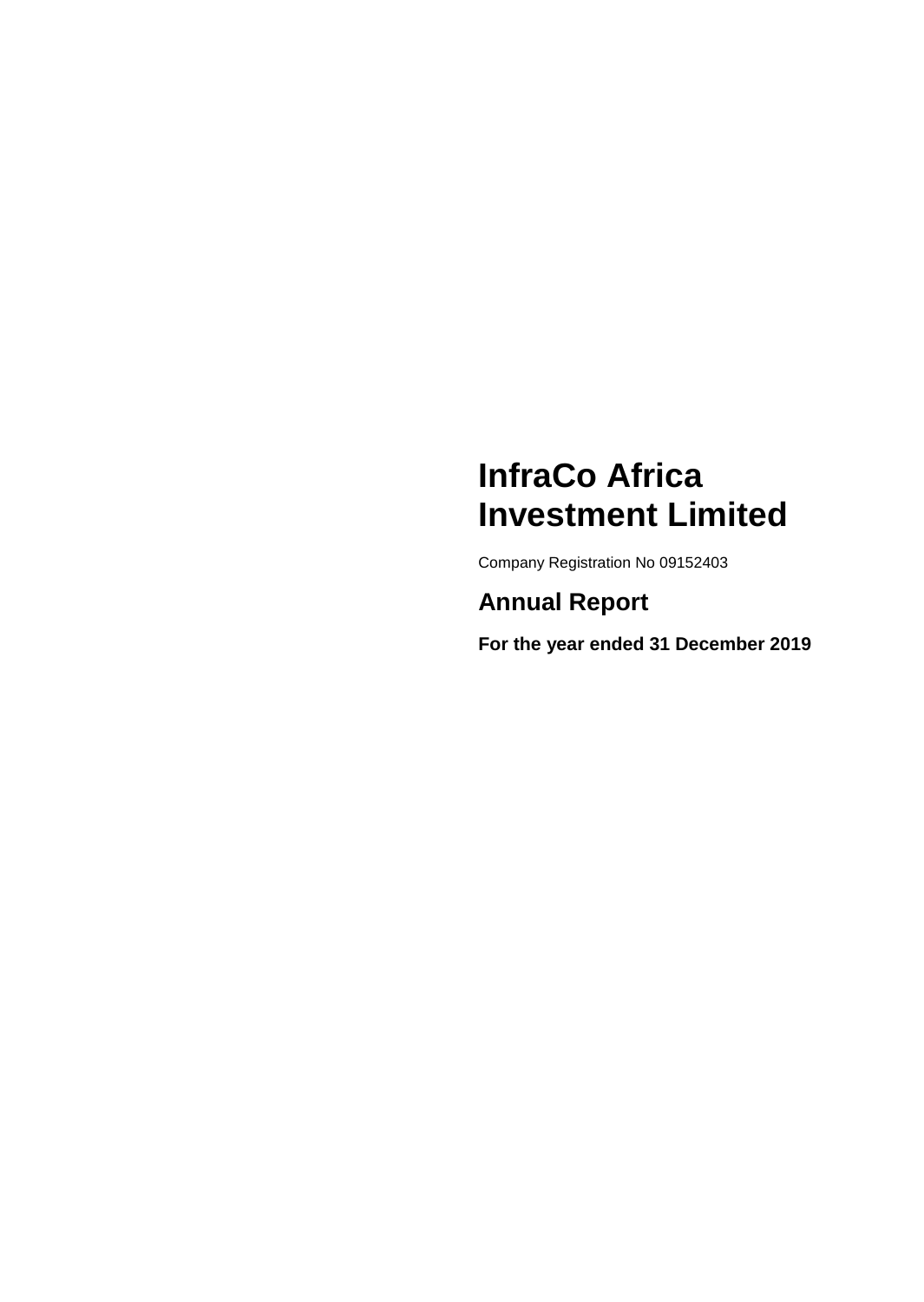# InfraCo Africa Investment Limited

Company Registration No 09152403

## Annual Report

**For the year ended 31 December 2019**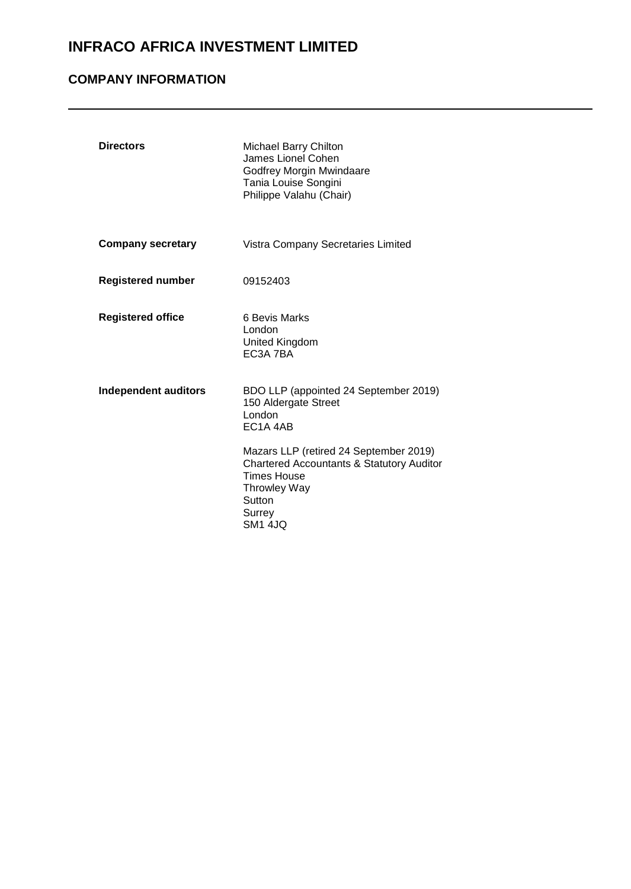# INFRACO AFRICA INVESTMENT LIMITED

## COMPANY INFORMATION

---

| | |
|---|---|
| **Directors** | Michael Barry Chilton<br>James Lionel Cohen<br>Godfrey Morgin Mwindaare<br>Tania Louise Songini<br>Philippe Valahu (Chair) |
| **Company secretary** | Vistra Company Secretaries Limited |
| **Registered number** | 09152403 |
| **Registered office** | 6 Bevis Marks<br>London<br>United Kingdom<br>EC3A 7BA |
| **Independent auditors** | BDO LLP (appointed 24 September 2019)<br>150 Aldergate Street<br>London<br>EC1A 4AB<br><br>Mazars LLP (retired 24 September 2019)<br>Chartered Accountants & Statutory Auditor<br>Times House<br>Throwley Way<br>Sutton<br>Surrey<br>SM1 4JQ |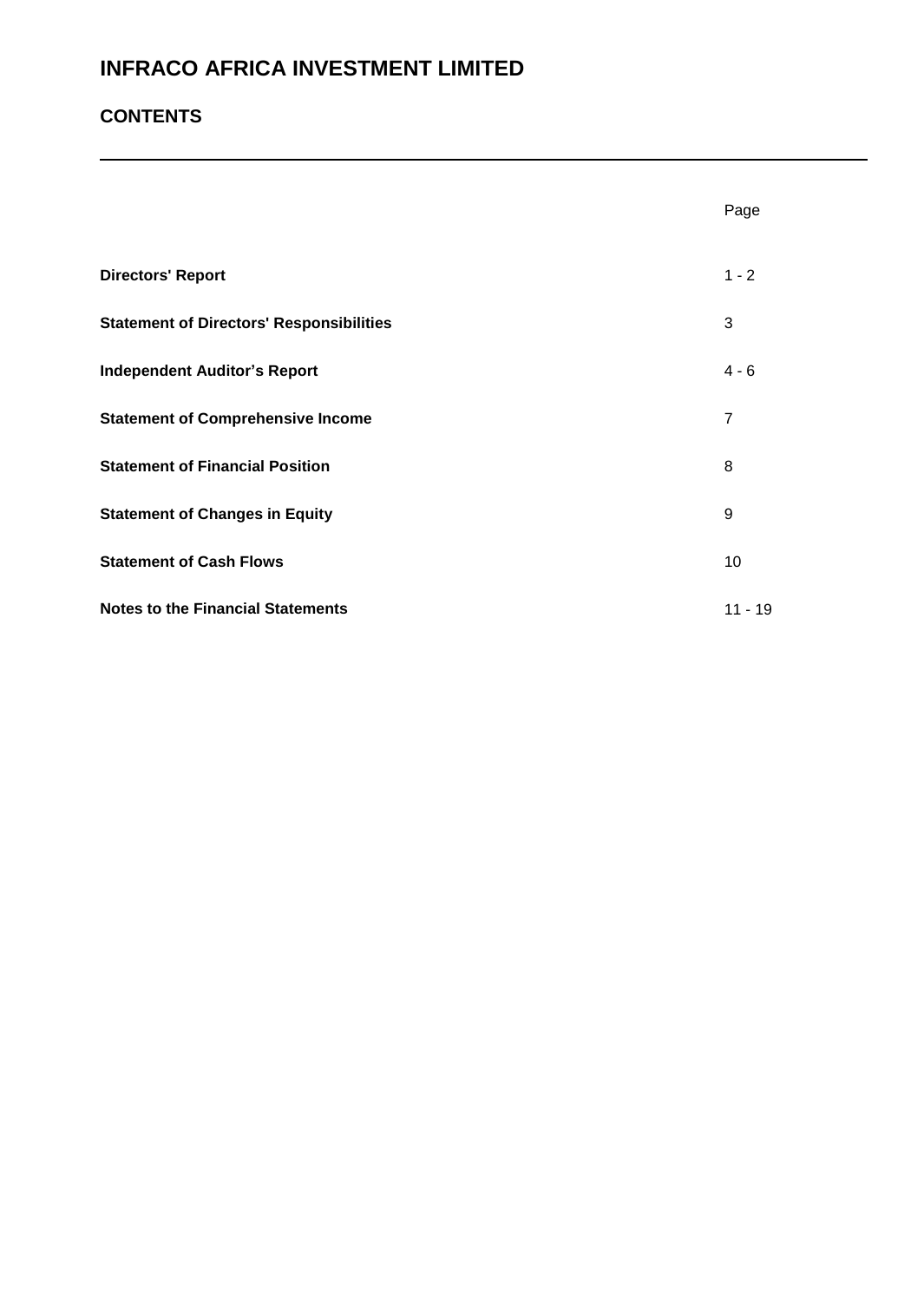# INFRACO AFRICA INVESTMENT LIMITED

## CONTENTS

| | Page |
|---|---|
| **Directors' Report** | 1 - 2 |
| **Statement of Directors' Responsibilities** | 3 |
| **Independent Auditor's Report** | 4 - 6 |
| **Statement of Comprehensive Income** | 7 |
| **Statement of Financial Position** | 8 |
| **Statement of Changes in Equity** | 9 |
| **Statement of Cash Flows** | 10 |
| **Notes to the Financial Statements** | 11 - 19 |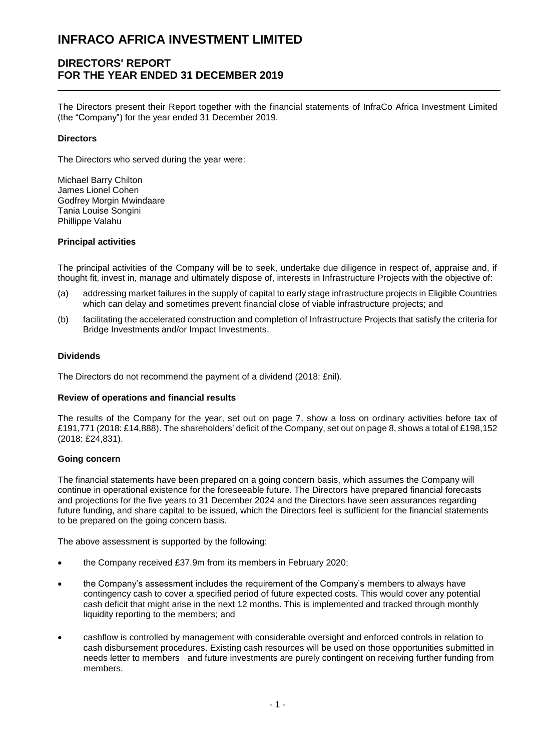# INFRACO AFRICA INVESTMENT LIMITED

## DIRECTORS' REPORT
## FOR THE YEAR ENDED 31 DECEMBER 2019

The Directors present their Report together with the financial statements of InfraCo Africa Investment Limited (the "Company") for the year ended 31 December 2019.

### Directors

The Directors who served during the year were:

Michael Barry Chilton
James Lionel Cohen
Godfrey Morgin Mwindaare
Tania Louise Songini
Phillippe Valahu

### Principal activities

The principal activities of the Company will be to seek, undertake due diligence in respect of, appraise and, if thought fit, invest in, manage and ultimately dispose of, interests in Infrastructure Projects with the objective of:

(a) addressing market failures in the supply of capital to early stage infrastructure projects in Eligible Countries which can delay and sometimes prevent financial close of viable infrastructure projects; and

(b) facilitating the accelerated construction and completion of Infrastructure Projects that satisfy the criteria for Bridge Investments and/or Impact Investments.

### Dividends

The Directors do not recommend the payment of a dividend (2018: £nil).

### Review of operations and financial results

The results of the Company for the year, set out on page 7, show a loss on ordinary activities before tax of £191,771 (2018: £14,888). The shareholders' deficit of the Company, set out on page 8, shows a total of £198,152 (2018: £24,831).

### Going concern

The financial statements have been prepared on a going concern basis, which assumes the Company will continue in operational existence for the foreseeable future. The Directors have prepared financial forecasts and projections for the five years to 31 December 2024 and the Directors have seen assurances regarding future funding, and share capital to be issued, which the Directors feel is sufficient for the financial statements to be prepared on the going concern basis.

The above assessment is supported by the following:

- the Company received £37.9m from its members in February 2020;
- the Company's assessment includes the requirement of the Company's members to always have contingency cash to cover a specified period of future expected costs. This would cover any potential cash deficit that might arise in the next 12 months. This is implemented and tracked through monthly liquidity reporting to the members; and
- cashflow is controlled by management with considerable oversight and enforced controls in relation to cash disbursement procedures. Existing cash resources will be used on those opportunities submitted in needs letter to members and future investments are purely contingent on receiving further funding from members.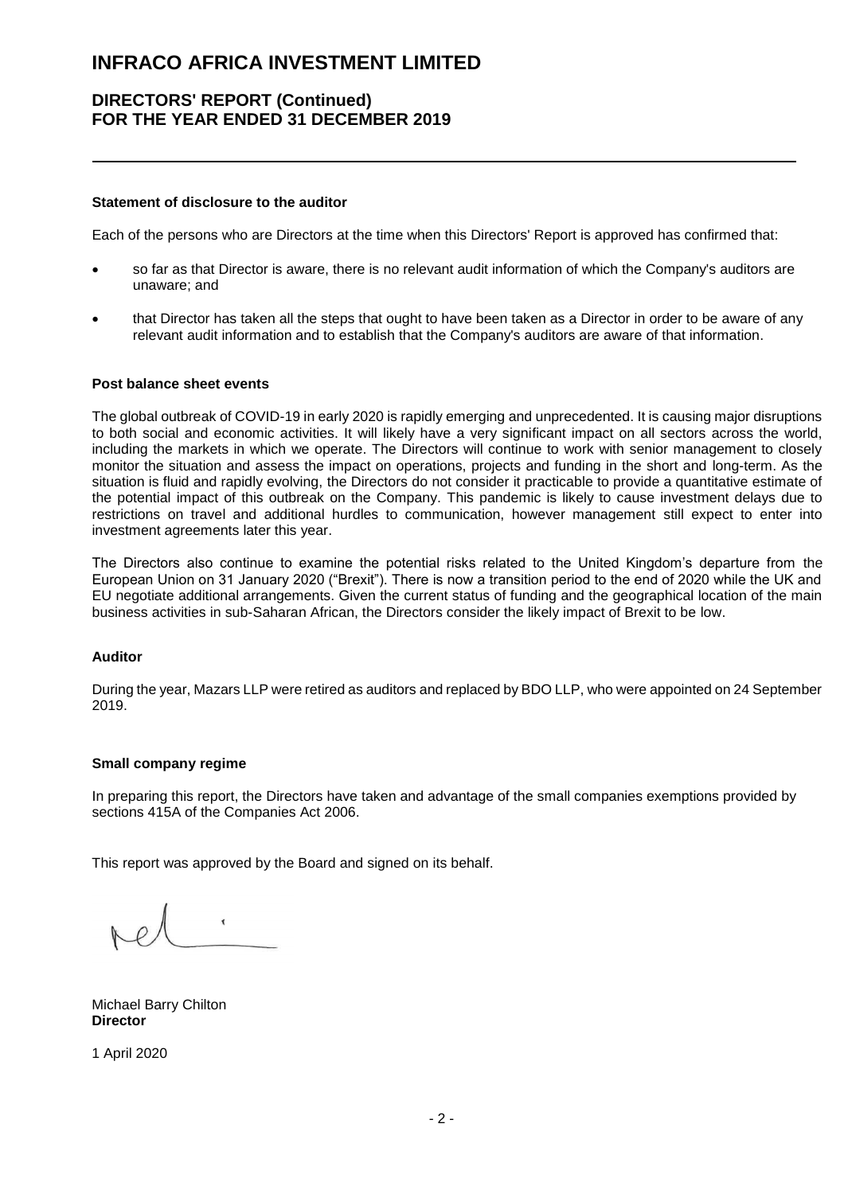# INFRACO AFRICA INVESTMENT LIMITED

## DIRECTORS' REPORT (Continued)
## FOR THE YEAR ENDED 31 DECEMBER 2019

---

**Statement of disclosure to the auditor**

Each of the persons who are Directors at the time when this Directors' Report is approved has confirmed that:

- so far as that Director is aware, there is no relevant audit information of which the Company's auditors are unaware; and
- that Director has taken all the steps that ought to have been taken as a Director in order to be aware of any relevant audit information and to establish that the Company's auditors are aware of that information.

**Post balance sheet events**

The global outbreak of COVID-19 in early 2020 is rapidly emerging and unprecedented. It is causing major disruptions to both social and economic activities. It will likely have a very significant impact on all sectors across the world, including the markets in which we operate. The Directors will continue to work with senior management to closely monitor the situation and assess the impact on operations, projects and funding in the short and long-term. As the situation is fluid and rapidly evolving, the Directors do not consider it practicable to provide a quantitative estimate of the potential impact of this outbreak on the Company. This pandemic is likely to cause investment delays due to restrictions on travel and additional hurdles to communication, however management still expect to enter into investment agreements later this year.

The Directors also continue to examine the potential risks related to the United Kingdom's departure from the European Union on 31 January 2020 ("Brexit"). There is now a transition period to the end of 2020 while the UK and EU negotiate additional arrangements. Given the current status of funding and the geographical location of the main business activities in sub-Saharan African, the Directors consider the likely impact of Brexit to be low.

**Auditor**

During the year, Mazars LLP were retired as auditors and replaced by BDO LLP, who were appointed on 24 September 2019.

**Small company regime**

In preparing this report, the Directors have taken and advantage of the small companies exemptions provided by sections 415A of the Companies Act 2006.

This report was approved by the Board and signed on its behalf.

Michael Barry Chilton
**Director**

1 April 2020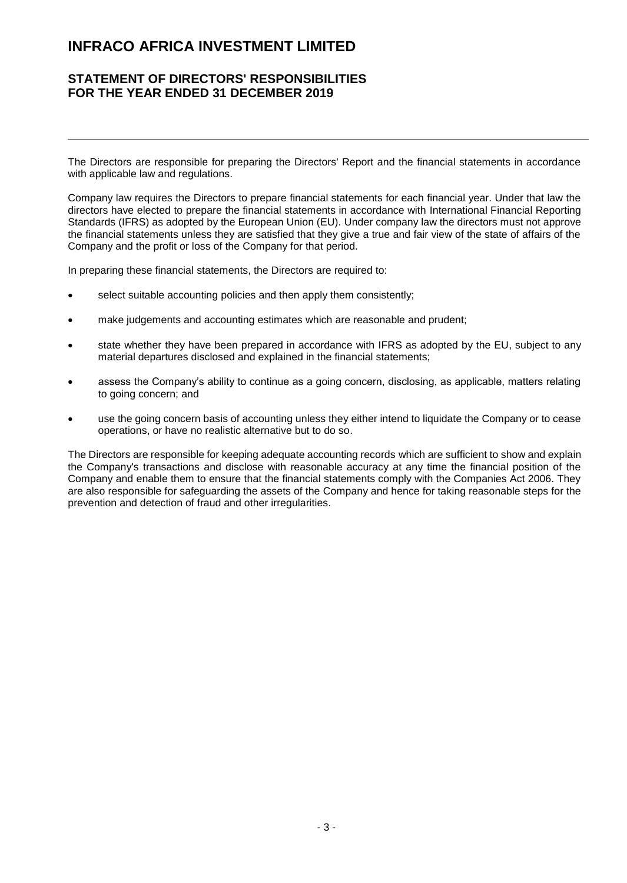# INFRACO AFRICA INVESTMENT LIMITED

## STATEMENT OF DIRECTORS' RESPONSIBILITIES FOR THE YEAR ENDED 31 DECEMBER 2019

---

The Directors are responsible for preparing the Directors' Report and the financial statements in accordance with applicable law and regulations.

Company law requires the Directors to prepare financial statements for each financial year. Under that law the directors have elected to prepare the financial statements in accordance with International Financial Reporting Standards (IFRS) as adopted by the European Union (EU). Under company law the directors must not approve the financial statements unless they are satisfied that they give a true and fair view of the state of affairs of the Company and the profit or loss of the Company for that period.

In preparing these financial statements, the Directors are required to:

- select suitable accounting policies and then apply them consistently;
- make judgements and accounting estimates which are reasonable and prudent;
- state whether they have been prepared in accordance with IFRS as adopted by the EU, subject to any material departures disclosed and explained in the financial statements;
- assess the Company's ability to continue as a going concern, disclosing, as applicable, matters relating to going concern; and
- use the going concern basis of accounting unless they either intend to liquidate the Company or to cease operations, or have no realistic alternative but to do so.

The Directors are responsible for keeping adequate accounting records which are sufficient to show and explain the Company's transactions and disclose with reasonable accuracy at any time the financial position of the Company and enable them to ensure that the financial statements comply with the Companies Act 2006. They are also responsible for safeguarding the assets of the Company and hence for taking reasonable steps for the prevention and detection of fraud and other irregularities.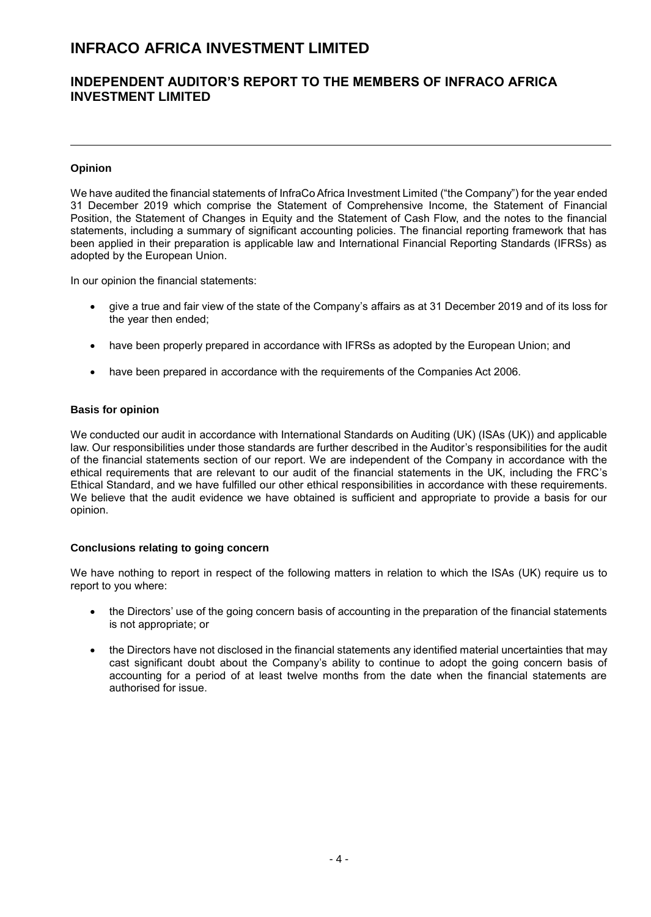# INFRACO AFRICA INVESTMENT LIMITED

## INDEPENDENT AUDITOR'S REPORT TO THE MEMBERS OF INFRACO AFRICA INVESTMENT LIMITED

---

**Opinion**

We have audited the financial statements of InfraCo Africa Investment Limited ("the Company") for the year ended 31 December 2019 which comprise the Statement of Comprehensive Income, the Statement of Financial Position, the Statement of Changes in Equity and the Statement of Cash Flow, and the notes to the financial statements, including a summary of significant accounting policies. The financial reporting framework that has been applied in their preparation is applicable law and International Financial Reporting Standards (IFRSs) as adopted by the European Union.

In our opinion the financial statements:

- give a true and fair view of the state of the Company's affairs as at 31 December 2019 and of its loss for the year then ended;
- have been properly prepared in accordance with IFRSs as adopted by the European Union; and
- have been prepared in accordance with the requirements of the Companies Act 2006.

**Basis for opinion**

We conducted our audit in accordance with International Standards on Auditing (UK) (ISAs (UK)) and applicable law. Our responsibilities under those standards are further described in the Auditor's responsibilities for the audit of the financial statements section of our report. We are independent of the Company in accordance with the ethical requirements that are relevant to our audit of the financial statements in the UK, including the FRC's Ethical Standard, and we have fulfilled our other ethical responsibilities in accordance with these requirements. We believe that the audit evidence we have obtained is sufficient and appropriate to provide a basis for our opinion.

**Conclusions relating to going concern**

We have nothing to report in respect of the following matters in relation to which the ISAs (UK) require us to report to you where:

- the Directors' use of the going concern basis of accounting in the preparation of the financial statements is not appropriate; or
- the Directors have not disclosed in the financial statements any identified material uncertainties that may cast significant doubt about the Company's ability to continue to adopt the going concern basis of accounting for a period of at least twelve months from the date when the financial statements are authorised for issue.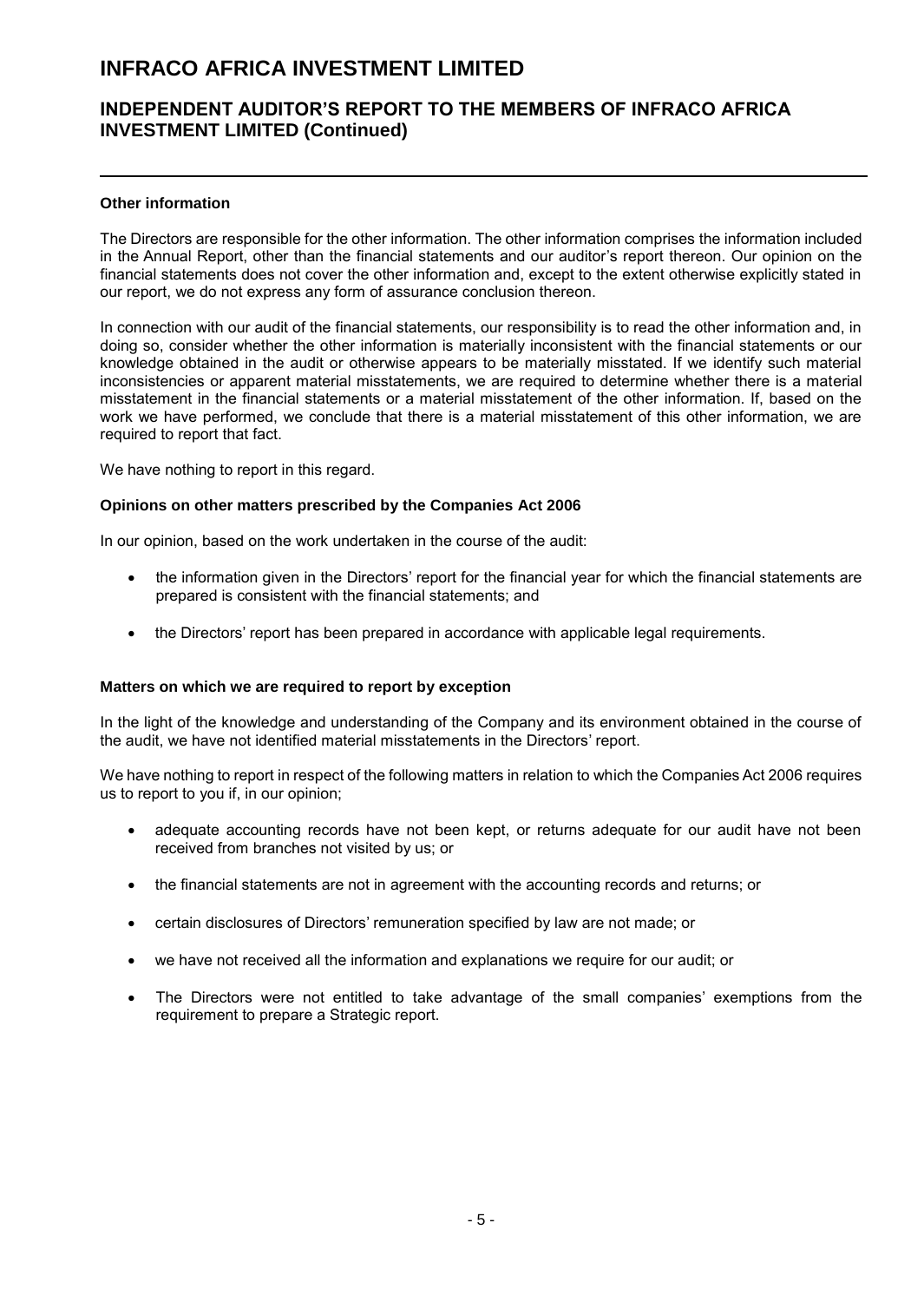# INFRACO AFRICA INVESTMENT LIMITED

## INDEPENDENT AUDITOR'S REPORT TO THE MEMBERS OF INFRACO AFRICA INVESTMENT LIMITED (Continued)

**Other information**

The Directors are responsible for the other information. The other information comprises the information included in the Annual Report, other than the financial statements and our auditor's report thereon. Our opinion on the financial statements does not cover the other information and, except to the extent otherwise explicitly stated in our report, we do not express any form of assurance conclusion thereon.

In connection with our audit of the financial statements, our responsibility is to read the other information and, in doing so, consider whether the other information is materially inconsistent with the financial statements or our knowledge obtained in the audit or otherwise appears to be materially misstated. If we identify such material inconsistencies or apparent material misstatements, we are required to determine whether there is a material misstatement in the financial statements or a material misstatement of the other information. If, based on the work we have performed, we conclude that there is a material misstatement of this other information, we are required to report that fact.

We have nothing to report in this regard.

**Opinions on other matters prescribed by the Companies Act 2006**

In our opinion, based on the work undertaken in the course of the audit:

- the information given in the Directors' report for the financial year for which the financial statements are prepared is consistent with the financial statements; and
- the Directors' report has been prepared in accordance with applicable legal requirements.

**Matters on which we are required to report by exception**

In the light of the knowledge and understanding of the Company and its environment obtained in the course of the audit, we have not identified material misstatements in the Directors' report.

We have nothing to report in respect of the following matters in relation to which the Companies Act 2006 requires us to report to you if, in our opinion;

- adequate accounting records have not been kept, or returns adequate for our audit have not been received from branches not visited by us; or
- the financial statements are not in agreement with the accounting records and returns; or
- certain disclosures of Directors' remuneration specified by law are not made; or
- we have not received all the information and explanations we require for our audit; or
- The Directors were not entitled to take advantage of the small companies' exemptions from the requirement to prepare a Strategic report.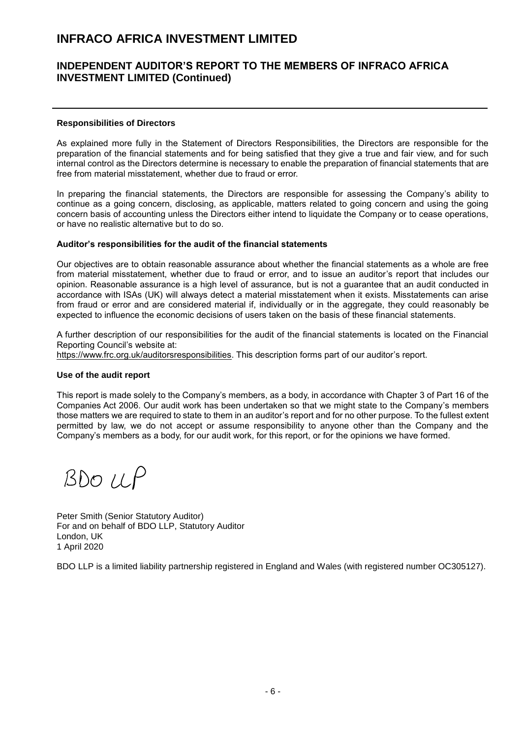# INFRACO AFRICA INVESTMENT LIMITED

## INDEPENDENT AUDITOR'S REPORT TO THE MEMBERS OF INFRACO AFRICA INVESTMENT LIMITED (Continued)

**Responsibilities of Directors**

As explained more fully in the Statement of Directors Responsibilities, the Directors are responsible for the preparation of the financial statements and for being satisfied that they give a true and fair view, and for such internal control as the Directors determine is necessary to enable the preparation of financial statements that are free from material misstatement, whether due to fraud or error.

In preparing the financial statements, the Directors are responsible for assessing the Company's ability to continue as a going concern, disclosing, as applicable, matters related to going concern and using the going concern basis of accounting unless the Directors either intend to liquidate the Company or to cease operations, or have no realistic alternative but to do so.

**Auditor's responsibilities for the audit of the financial statements**

Our objectives are to obtain reasonable assurance about whether the financial statements as a whole are free from material misstatement, whether due to fraud or error, and to issue an auditor's report that includes our opinion. Reasonable assurance is a high level of assurance, but is not a guarantee that an audit conducted in accordance with ISAs (UK) will always detect a material misstatement when it exists. Misstatements can arise from fraud or error and are considered material if, individually or in the aggregate, they could reasonably be expected to influence the economic decisions of users taken on the basis of these financial statements.

A further description of our responsibilities for the audit of the financial statements is located on the Financial Reporting Council's website at:
https://www.frc.org.uk/auditorsresponsibilities. This description forms part of our auditor's report.

**Use of the audit report**

This report is made solely to the Company's members, as a body, in accordance with Chapter 3 of Part 16 of the Companies Act 2006. Our audit work has been undertaken so that we might state to the Company's members those matters we are required to state to them in an auditor's report and for no other purpose. To the fullest extent permitted by law, we do not accept or assume responsibility to anyone other than the Company and the Company's members as a body, for our audit work, for this report, or for the opinions we have formed.

BDO LLP

Peter Smith (Senior Statutory Auditor)
For and on behalf of BDO LLP, Statutory Auditor
London, UK
1 April 2020

BDO LLP is a limited liability partnership registered in England and Wales (with registered number OC305127).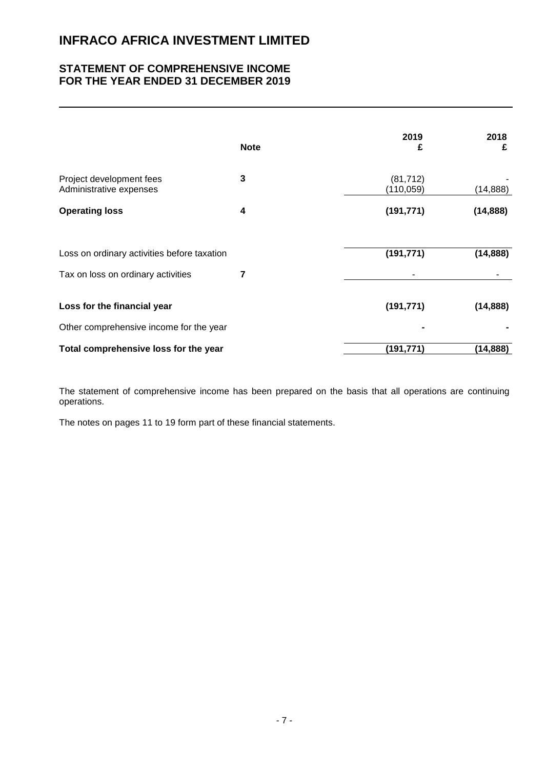# INFRACO AFRICA INVESTMENT LIMITED

## STATEMENT OF COMPREHENSIVE INCOME
## FOR THE YEAR ENDED 31 DECEMBER 2019

| | Note | 2019 £ | 2018 £ |
|---|---|---|---|
| Project development fees | 3 | (81,712) | - |
| Administrative expenses | | (110,059) | (14,888) |
| **Operating loss** | **4** | **(191,771)** | **(14,888)** |
| Loss on ordinary activities before taxation | | **(191,771)** | **(14,888)** |
| Tax on loss on ordinary activities | 7 | - | - |
| **Loss for the financial year** | | **(191,771)** | **(14,888)** |
| Other comprehensive income for the year | | **-** | **-** |
| **Total comprehensive loss for the year** | | **(191,771)** | **(14,888)** |

The statement of comprehensive income has been prepared on the basis that all operations are continuing operations.

The notes on pages 11 to 19 form part of these financial statements.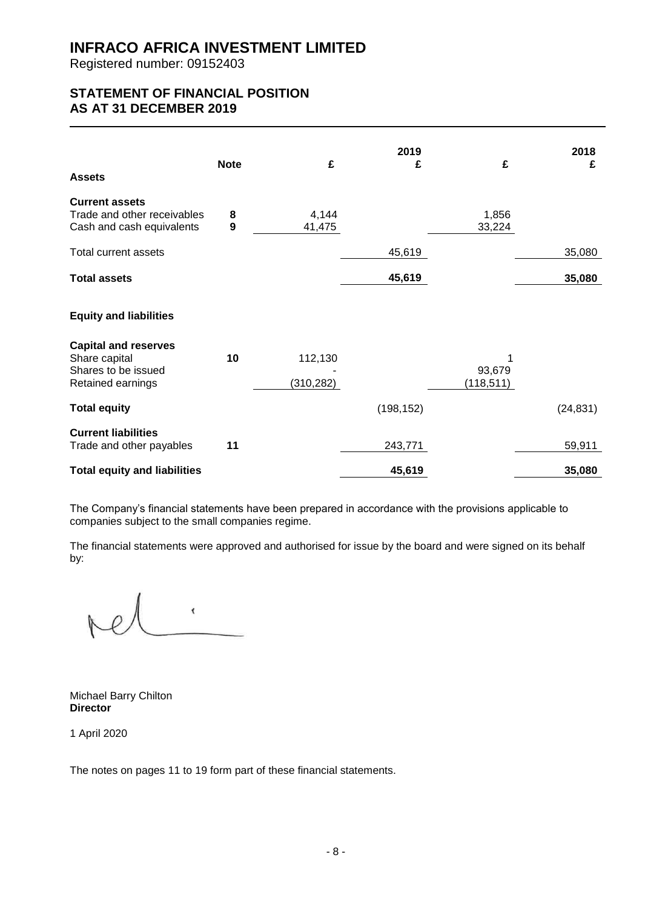# INFRACO AFRICA INVESTMENT LIMITED

Registered number: 09152403

## STATEMENT OF FINANCIAL POSITION
## AS AT 31 DECEMBER 2019

| | Note | £ | 2019 £ | £ | 2018 £ |
|---|---|---|---|---|---|
| **Assets** | | | | | |
| **Current assets** | | | | | |
| Trade and other receivables | 8 | 4,144 | | 1,856 | |
| Cash and cash equivalents | 9 | 41,475 | | 33,224 | |
| Total current assets | | | 45,619 | | 35,080 |
| **Total assets** | | | **45,619** | | **35,080** |
| **Equity and liabilities** | | | | | |
| **Capital and reserves** | | | | | |
| Share capital | 10 | 112,130 | | 1 | |
| Shares to be issued | | - | | 93,679 | |
| Retained earnings | | (310,282) | | (118,511) | |
| **Total equity** | | | (198,152) | | (24,831) |
| **Current liabilities** | | | | | |
| Trade and other payables | 11 | | 243,771 | | 59,911 |
| **Total equity and liabilities** | | | **45,619** | | **35,080** |

The Company's financial statements have been prepared in accordance with the provisions applicable to companies subject to the small companies regime.

The financial statements were approved and authorised for issue by the board and were signed on its behalf by:

Michael Barry Chilton
**Director**

1 April 2020

The notes on pages 11 to 19 form part of these financial statements.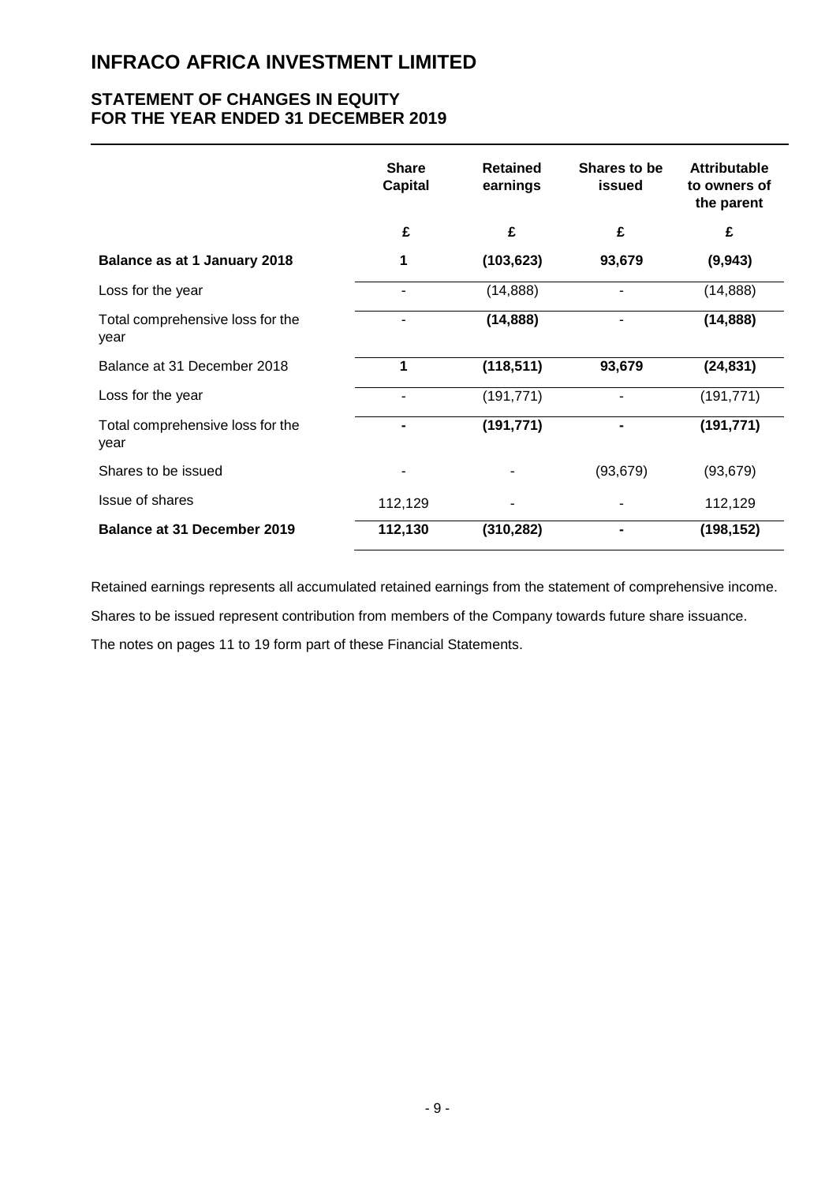# INFRACO AFRICA INVESTMENT LIMITED

## STATEMENT OF CHANGES IN EQUITY
## FOR THE YEAR ENDED 31 DECEMBER 2019

| | Share Capital | Retained earnings | Shares to be issued | Attributable to owners of the parent |
|---|---|---|---|---|
| | £ | £ | £ | £ |
| **Balance as at 1 January 2018** | **1** | **(103,623)** | **93,679** | **(9,943)** |
| Loss for the year | - | (14,888) | - | (14,888) |
| Total comprehensive loss for the year | - | **(14,888)** | - | **(14,888)** |
| Balance at 31 December 2018 | **1** | **(118,511)** | **93,679** | **(24,831)** |
| Loss for the year | - | (191,771) | - | (191,771) |
| Total comprehensive loss for the year | **-** | **(191,771)** | **-** | **(191,771)** |
| Shares to be issued | - | - | (93,679) | (93,679) |
| Issue of shares | 112,129 | - | - | 112,129 |
| **Balance at 31 December 2019** | **112,130** | **(310,282)** | **-** | **(198,152)** |

Retained earnings represents all accumulated retained earnings from the statement of comprehensive income.

Shares to be issued represent contribution from members of the Company towards future share issuance.

The notes on pages 11 to 19 form part of these Financial Statements.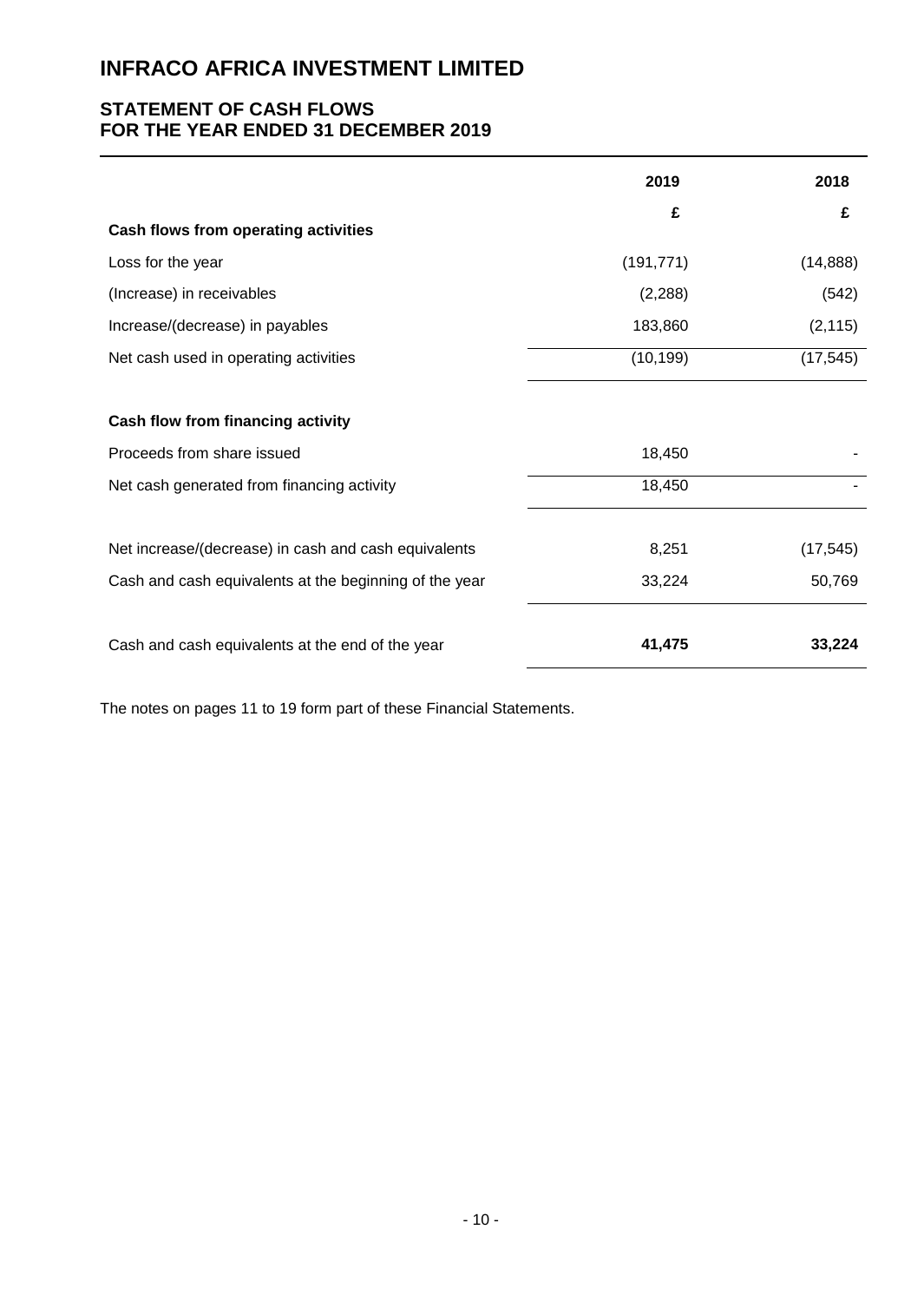# INFRACO AFRICA INVESTMENT LIMITED

## STATEMENT OF CASH FLOWS
## FOR THE YEAR ENDED 31 DECEMBER 2019

| | 2019 | 2018 |
|---|---|---|
| | £ | £ |
| **Cash flows from operating activities** | | |
| Loss for the year | (191,771) | (14,888) |
| (Increase) in receivables | (2,288) | (542) |
| Increase/(decrease) in payables | 183,860 | (2,115) |
| Net cash used in operating activities | (10,199) | (17,545) |
| | | |
| **Cash flow from financing activity** | | |
| Proceeds from share issued | 18,450 | - |
| Net cash generated from financing activity | 18,450 | - |
| | | |
| Net increase/(decrease) in cash and cash equivalents | 8,251 | (17,545) |
| Cash and cash equivalents at the beginning of the year | 33,224 | 50,769 |
| | | |
| Cash and cash equivalents at the end of the year | **41,475** | **33,224** |

The notes on pages 11 to 19 form part of these Financial Statements.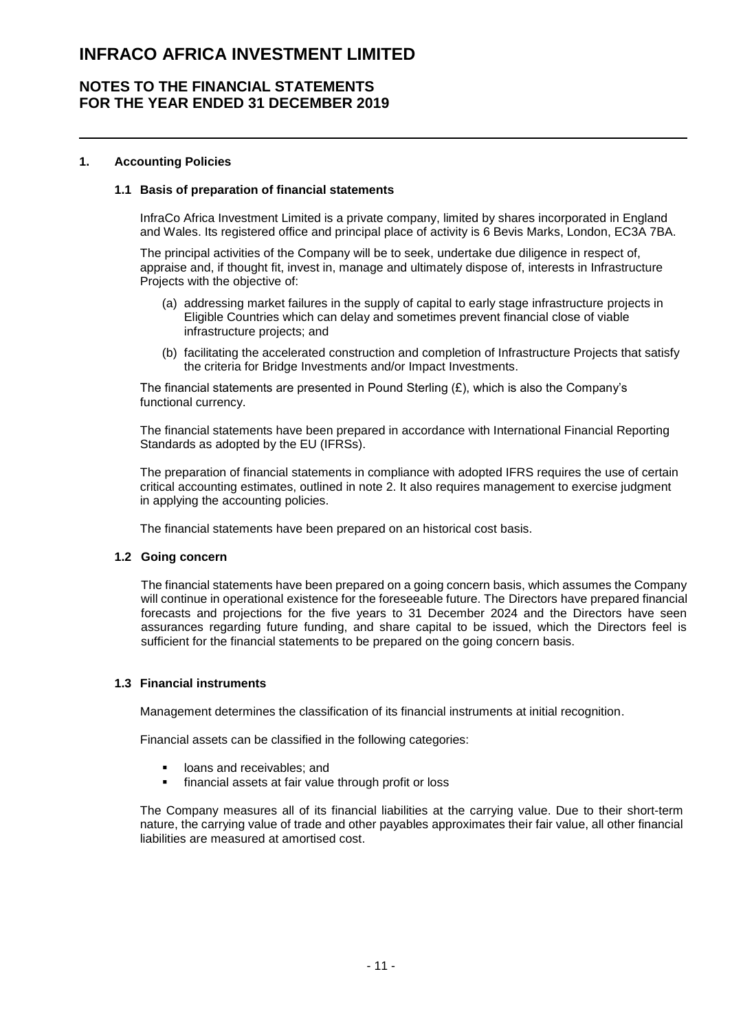# INFRACO AFRICA INVESTMENT LIMITED

## NOTES TO THE FINANCIAL STATEMENTS FOR THE YEAR ENDED 31 DECEMBER 2019

### 1. Accounting Policies

#### 1.1 Basis of preparation of financial statements

InfraCo Africa Investment Limited is a private company, limited by shares incorporated in England and Wales. Its registered office and principal place of activity is 6 Bevis Marks, London, EC3A 7BA.

The principal activities of the Company will be to seek, undertake due diligence in respect of, appraise and, if thought fit, invest in, manage and ultimately dispose of, interests in Infrastructure Projects with the objective of:

(a) addressing market failures in the supply of capital to early stage infrastructure projects in Eligible Countries which can delay and sometimes prevent financial close of viable infrastructure projects; and

(b) facilitating the accelerated construction and completion of Infrastructure Projects that satisfy the criteria for Bridge Investments and/or Impact Investments.

The financial statements are presented in Pound Sterling (£), which is also the Company's functional currency.

The financial statements have been prepared in accordance with International Financial Reporting Standards as adopted by the EU (IFRSs).

The preparation of financial statements in compliance with adopted IFRS requires the use of certain critical accounting estimates, outlined in note 2. It also requires management to exercise judgment in applying the accounting policies.

The financial statements have been prepared on an historical cost basis.

#### 1.2 Going concern

The financial statements have been prepared on a going concern basis, which assumes the Company will continue in operational existence for the foreseeable future. The Directors have prepared financial forecasts and projections for the five years to 31 December 2024 and the Directors have seen assurances regarding future funding, and share capital to be issued, which the Directors feel is sufficient for the financial statements to be prepared on the going concern basis.

#### 1.3 Financial instruments

Management determines the classification of its financial instruments at initial recognition.

Financial assets can be classified in the following categories:

- loans and receivables; and
- financial assets at fair value through profit or loss

The Company measures all of its financial liabilities at the carrying value. Due to their short-term nature, the carrying value of trade and other payables approximates their fair value, all other financial liabilities are measured at amortised cost.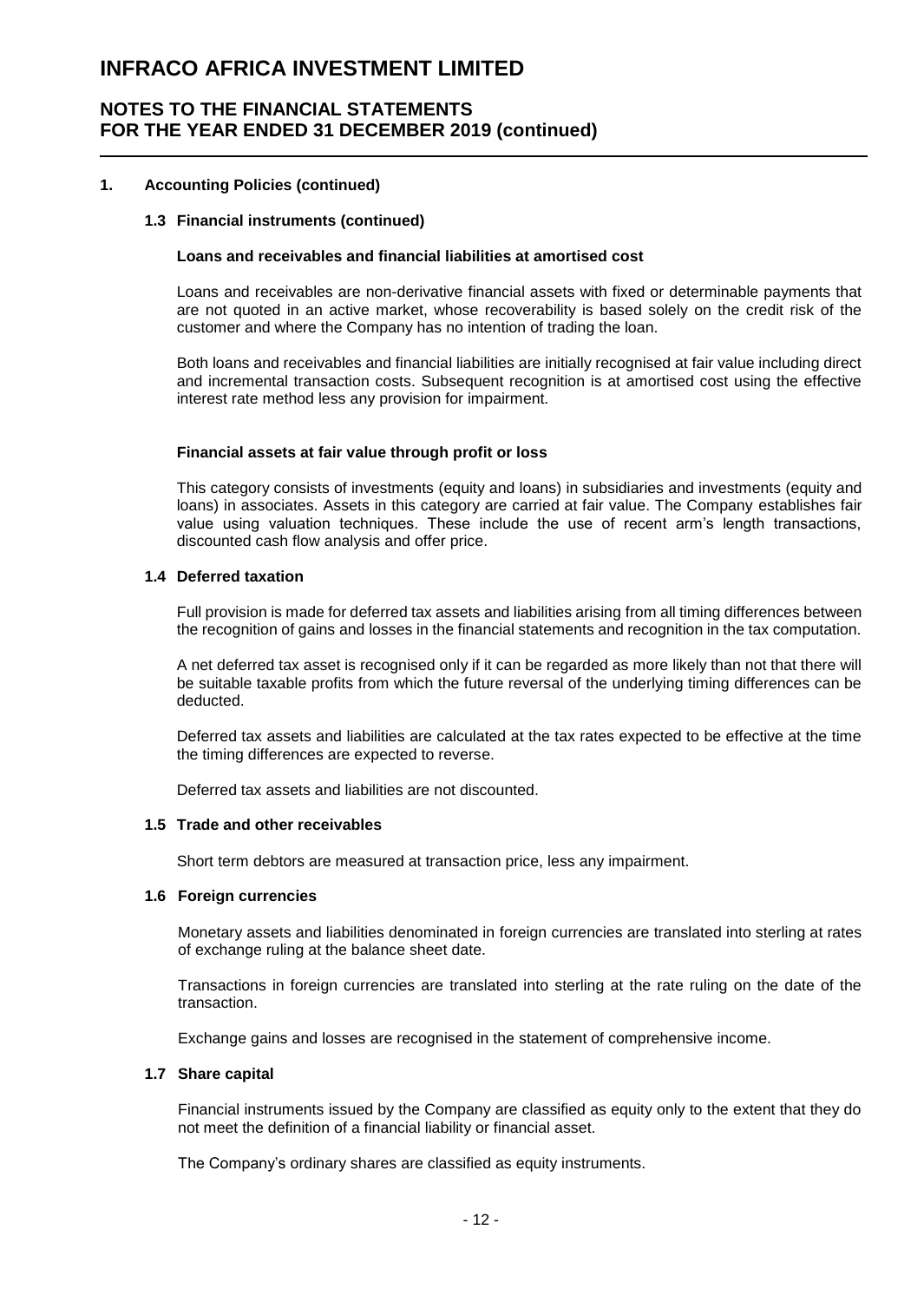## 1. Accounting Policies (continued)

### 1.3 Financial instruments (continued)

**Loans and receivables and financial liabilities at amortised cost**

Loans and receivables are non-derivative financial assets with fixed or determinable payments that are not quoted in an active market, whose recoverability is based solely on the credit risk of the customer and where the Company has no intention of trading the loan.

Both loans and receivables and financial liabilities are initially recognised at fair value including direct and incremental transaction costs. Subsequent recognition is at amortised cost using the effective interest rate method less any provision for impairment.

**Financial assets at fair value through profit or loss**

This category consists of investments (equity and loans) in subsidiaries and investments (equity and loans) in associates. Assets in this category are carried at fair value. The Company establishes fair value using valuation techniques. These include the use of recent arm's length transactions, discounted cash flow analysis and offer price.

### 1.4 Deferred taxation

Full provision is made for deferred tax assets and liabilities arising from all timing differences between the recognition of gains and losses in the financial statements and recognition in the tax computation.

A net deferred tax asset is recognised only if it can be regarded as more likely than not that there will be suitable taxable profits from which the future reversal of the underlying timing differences can be deducted.

Deferred tax assets and liabilities are calculated at the tax rates expected to be effective at the time the timing differences are expected to reverse.

Deferred tax assets and liabilities are not discounted.

### 1.5 Trade and other receivables

Short term debtors are measured at transaction price, less any impairment.

### 1.6 Foreign currencies

Monetary assets and liabilities denominated in foreign currencies are translated into sterling at rates of exchange ruling at the balance sheet date.

Transactions in foreign currencies are translated into sterling at the rate ruling on the date of the transaction.

Exchange gains and losses are recognised in the statement of comprehensive income.

### 1.7 Share capital

Financial instruments issued by the Company are classified as equity only to the extent that they do not meet the definition of a financial liability or financial asset.

The Company's ordinary shares are classified as equity instruments.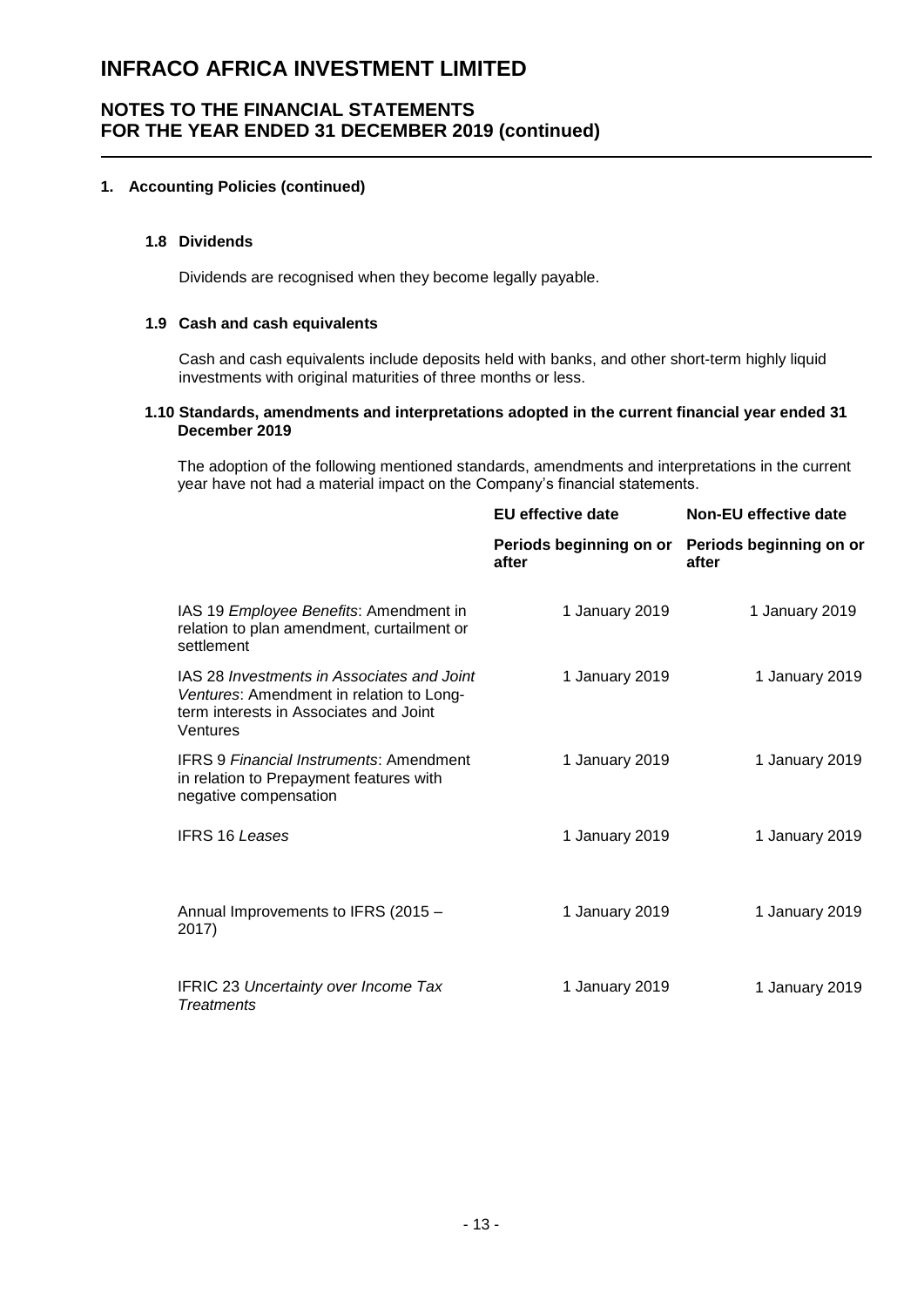# INFRACO AFRICA INVESTMENT LIMITED

## NOTES TO THE FINANCIAL STATEMENTS FOR THE YEAR ENDED 31 DECEMBER 2019 (continued)

### 1. Accounting Policies (continued)

#### 1.8 Dividends

Dividends are recognised when they become legally payable.

#### 1.9 Cash and cash equivalents

Cash and cash equivalents include deposits held with banks, and other short-term highly liquid investments with original maturities of three months or less.

#### 1.10 Standards, amendments and interpretations adopted in the current financial year ended 31 December 2019

The adoption of the following mentioned standards, amendments and interpretations in the current year have not had a material impact on the Company's financial statements.

| | **EU effective date** | **Non-EU effective date** |
|---|---|---|
| | **Periods beginning on or after** | **Periods beginning on or after** |
| IAS 19 *Employee Benefits*: Amendment in relation to plan amendment, curtailment or settlement | 1 January 2019 | 1 January 2019 |
| IAS 28 *Investments in Associates and Joint Ventures*: Amendment in relation to Long-term interests in Associates and Joint Ventures | 1 January 2019 | 1 January 2019 |
| IFRS 9 *Financial Instruments*: Amendment in relation to Prepayment features with negative compensation | 1 January 2019 | 1 January 2019 |
| IFRS 16 *Leases* | 1 January 2019 | 1 January 2019 |
| Annual Improvements to IFRS (2015 – 2017) | 1 January 2019 | 1 January 2019 |
| IFRIC 23 *Uncertainty over Income Tax Treatments* | 1 January 2019 | 1 January 2019 |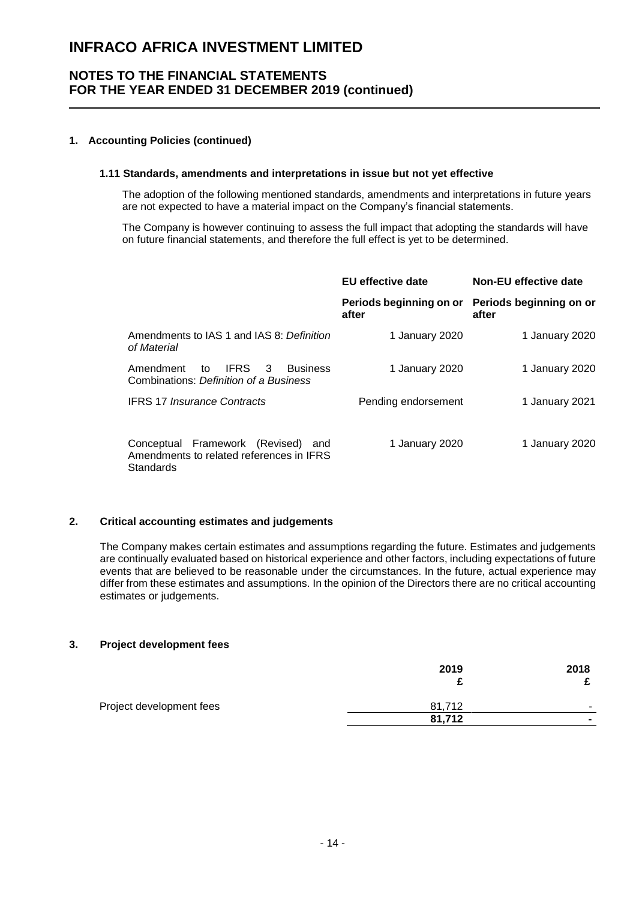# INFRACO AFRICA INVESTMENT LIMITED

## NOTES TO THE FINANCIAL STATEMENTS FOR THE YEAR ENDED 31 DECEMBER 2019 (continued)

### 1. Accounting Policies (continued)

#### 1.11 Standards, amendments and interpretations in issue but not yet effective

The adoption of the following mentioned standards, amendments and interpretations in future years are not expected to have a material impact on the Company's financial statements.

The Company is however continuing to assess the full impact that adopting the standards will have on future financial statements, and therefore the full effect is yet to be determined.

| | **EU effective date** | **Non-EU effective date** |
|---|---|---|
| | **Periods beginning on or after** | **Periods beginning on or after** |
| Amendments to IAS 1 and IAS 8: *Definition of Material* | 1 January 2020 | 1 January 2020 |
| Amendment to IFRS 3 Business Combinations: *Definition of a Business* | 1 January 2020 | 1 January 2020 |
| IFRS 17 *Insurance Contracts* | Pending endorsement | 1 January 2021 |
| Conceptual Framework (Revised) and Amendments to related references in IFRS Standards | 1 January 2020 | 1 January 2020 |

### 2. Critical accounting estimates and judgements

The Company makes certain estimates and assumptions regarding the future. Estimates and judgements are continually evaluated based on historical experience and other factors, including expectations of future events that are believed to be reasonable under the circumstances. In the future, actual experience may differ from these estimates and assumptions. In the opinion of the Directors there are no critical accounting estimates or judgements.

### 3. Project development fees

| | **2019** £ | **2018** £ |
|---|---|---|
| Project development fees | 81,712 | - |
| | **81,712** | **-** |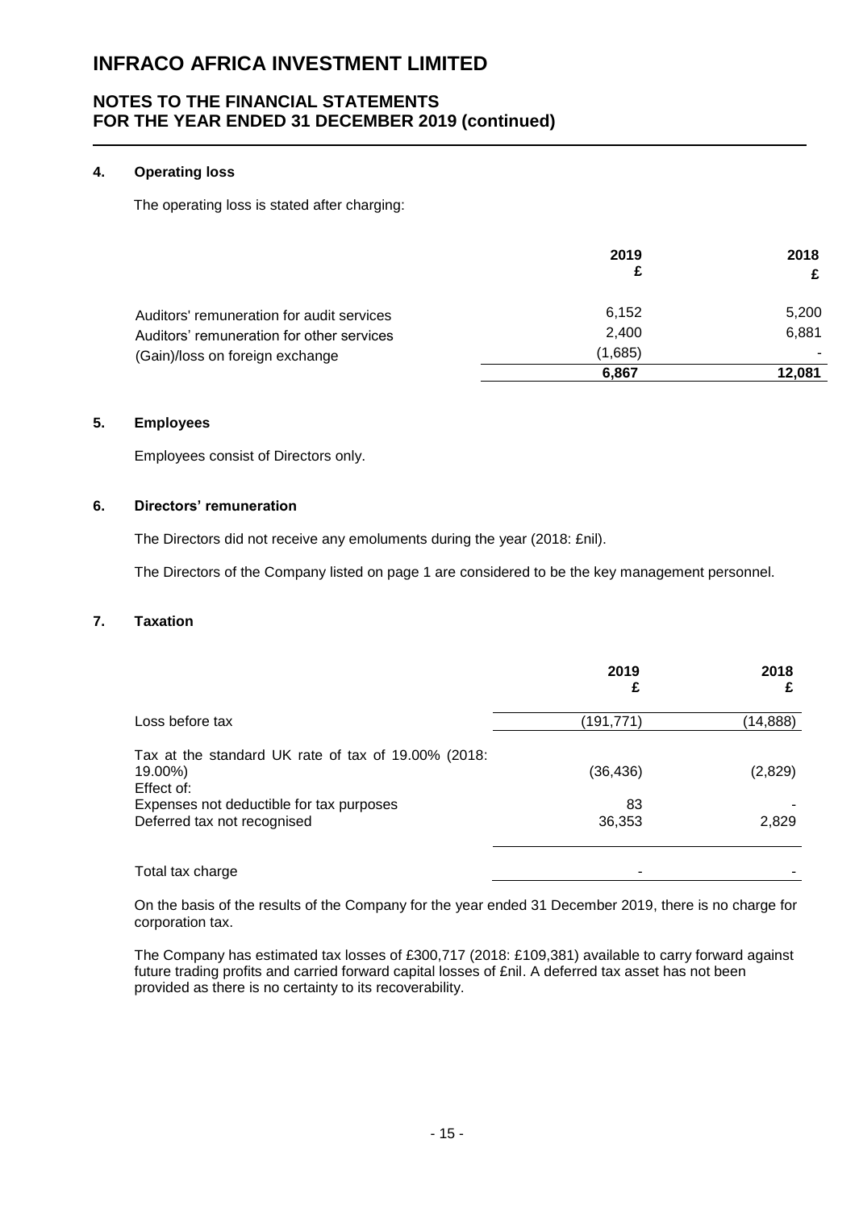# INFRACO AFRICA INVESTMENT LIMITED

## NOTES TO THE FINANCIAL STATEMENTS FOR THE YEAR ENDED 31 DECEMBER 2019 (continued)

### 4. Operating loss

The operating loss is stated after charging:

| | 2019<br>£ | 2018<br>£ |
|---|---|---|
| Auditors' remuneration for audit services | 6,152 | 5,200 |
| Auditors' remuneration for other services | 2,400 | 6,881 |
| (Gain)/loss on foreign exchange | (1,685) | - |
| | **6,867** | **12,081** |

### 5. Employees

Employees consist of Directors only.

### 6. Directors' remuneration

The Directors did not receive any emoluments during the year (2018: £nil).

The Directors of the Company listed on page 1 are considered to be the key management personnel.

### 7. Taxation

| | 2019<br>£ | 2018<br>£ |
|---|---|---|
| Loss before tax | (191,771) | (14,888) |
| Tax at the standard UK rate of tax of 19.00% (2018: 19.00%) | (36,436) | (2,829) |
| Effect of: | | |
| Expenses not deductible for tax purposes | 83 | - |
| Deferred tax not recognised | 36,353 | 2,829 |
| Total tax charge | - | - |

On the basis of the results of the Company for the year ended 31 December 2019, there is no charge for corporation tax.

The Company has estimated tax losses of £300,717 (2018: £109,381) available to carry forward against future trading profits and carried forward capital losses of £nil. A deferred tax asset has not been provided as there is no certainty to its recoverability.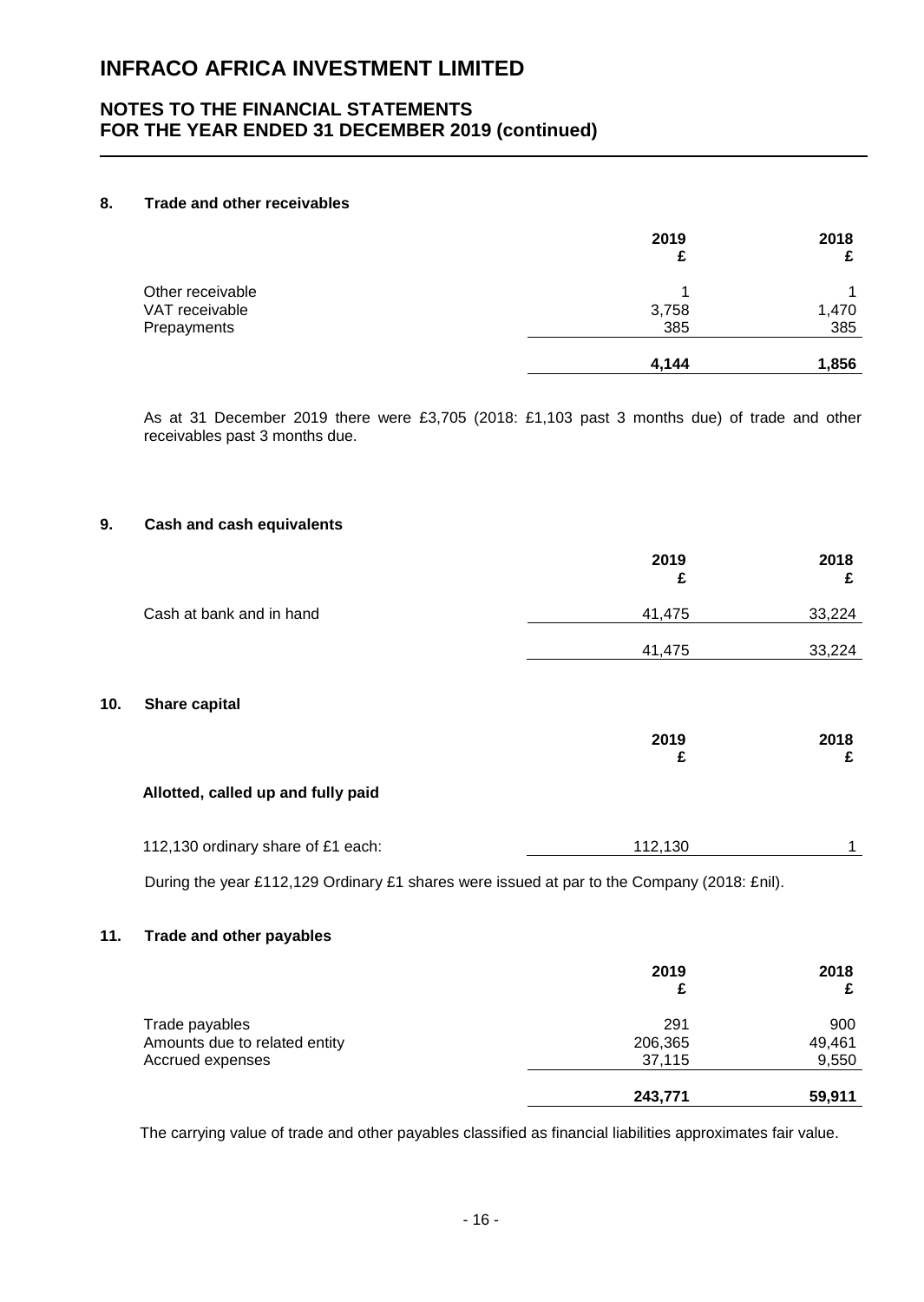# INFRACO AFRICA INVESTMENT LIMITED

## NOTES TO THE FINANCIAL STATEMENTS FOR THE YEAR ENDED 31 DECEMBER 2019 (continued)

### 8. Trade and other receivables

| | 2019 £ | 2018 £ |
|---|---|---|
| Other receivable | 1 | 1 |
| VAT receivable | 3,758 | 1,470 |
| Prepayments | 385 | 385 |
| | **4,144** | **1,856** |

As at 31 December 2019 there were £3,705 (2018: £1,103 past 3 months due) of trade and other receivables past 3 months due.

### 9. Cash and cash equivalents

| | 2019 £ | 2018 £ |
|---|---|---|
| Cash at bank and in hand | 41,475 | 33,224 |
| | 41,475 | 33,224 |

### 10. Share capital

| | 2019 £ | 2018 £ |
|---|---|---|
| **Allotted, called up and fully paid** | | |
| 112,130 ordinary share of £1 each: | 112,130 | 1 |

During the year £112,129 Ordinary £1 shares were issued at par to the Company (2018: £nil).

### 11. Trade and other payables

| | 2019 £ | 2018 £ |
|---|---|---|
| Trade payables | 291 | 900 |
| Amounts due to related entity | 206,365 | 49,461 |
| Accrued expenses | 37,115 | 9,550 |
| | **243,771** | **59,911** |

The carrying value of trade and other payables classified as financial liabilities approximates fair value.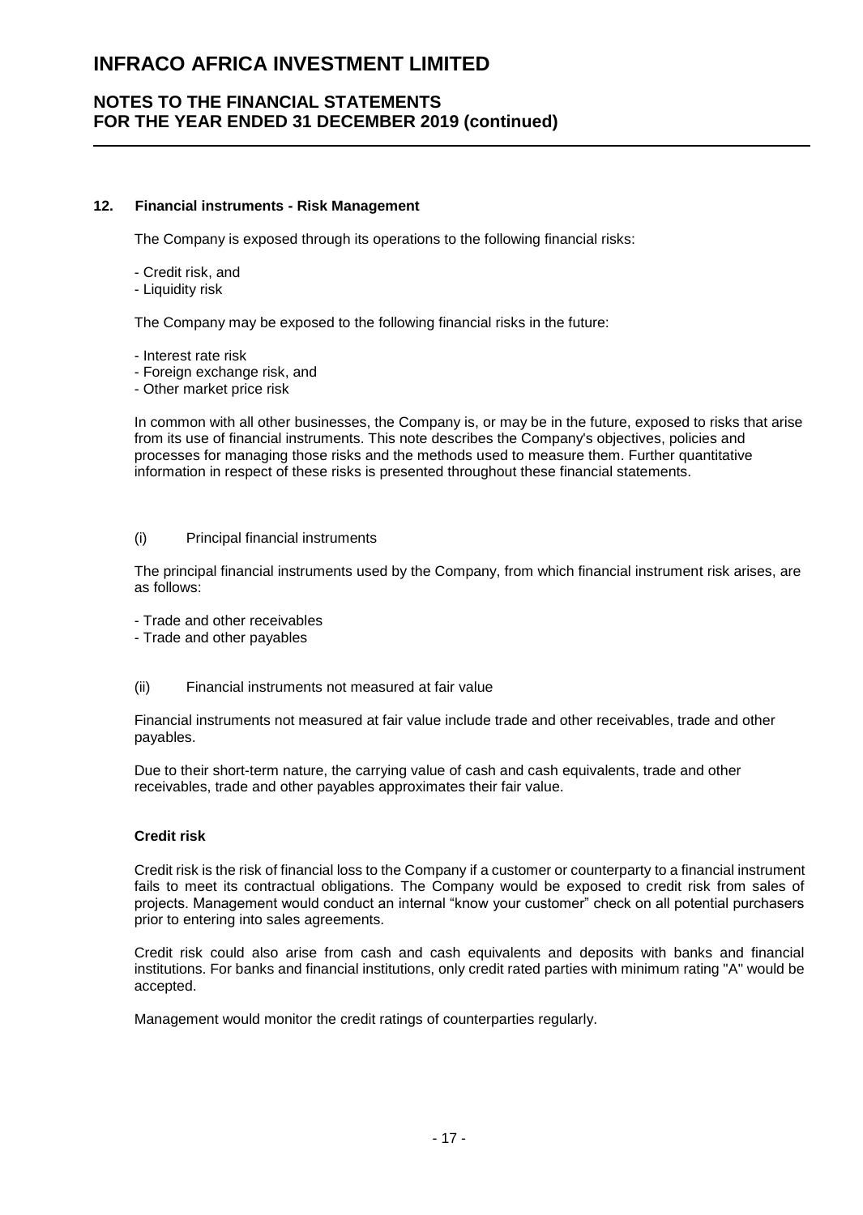## 12. Financial instruments - Risk Management

The Company is exposed through its operations to the following financial risks:

- Credit risk, and
- Liquidity risk

The Company may be exposed to the following financial risks in the future:

- Interest rate risk
- Foreign exchange risk, and
- Other market price risk

In common with all other businesses, the Company is, or may be in the future, exposed to risks that arise from its use of financial instruments. This note describes the Company's objectives, policies and processes for managing those risks and the methods used to measure them. Further quantitative information in respect of these risks is presented throughout these financial statements.

(i) Principal financial instruments

The principal financial instruments used by the Company, from which financial instrument risk arises, are as follows:

- Trade and other receivables
- Trade and other payables

(ii) Financial instruments not measured at fair value

Financial instruments not measured at fair value include trade and other receivables, trade and other payables.

Due to their short-term nature, the carrying value of cash and cash equivalents, trade and other receivables, trade and other payables approximates their fair value.

**Credit risk**

Credit risk is the risk of financial loss to the Company if a customer or counterparty to a financial instrument fails to meet its contractual obligations. The Company would be exposed to credit risk from sales of projects. Management would conduct an internal "know your customer" check on all potential purchasers prior to entering into sales agreements.

Credit risk could also arise from cash and cash equivalents and deposits with banks and financial institutions. For banks and financial institutions, only credit rated parties with minimum rating "A" would be accepted.

Management would monitor the credit ratings of counterparties regularly.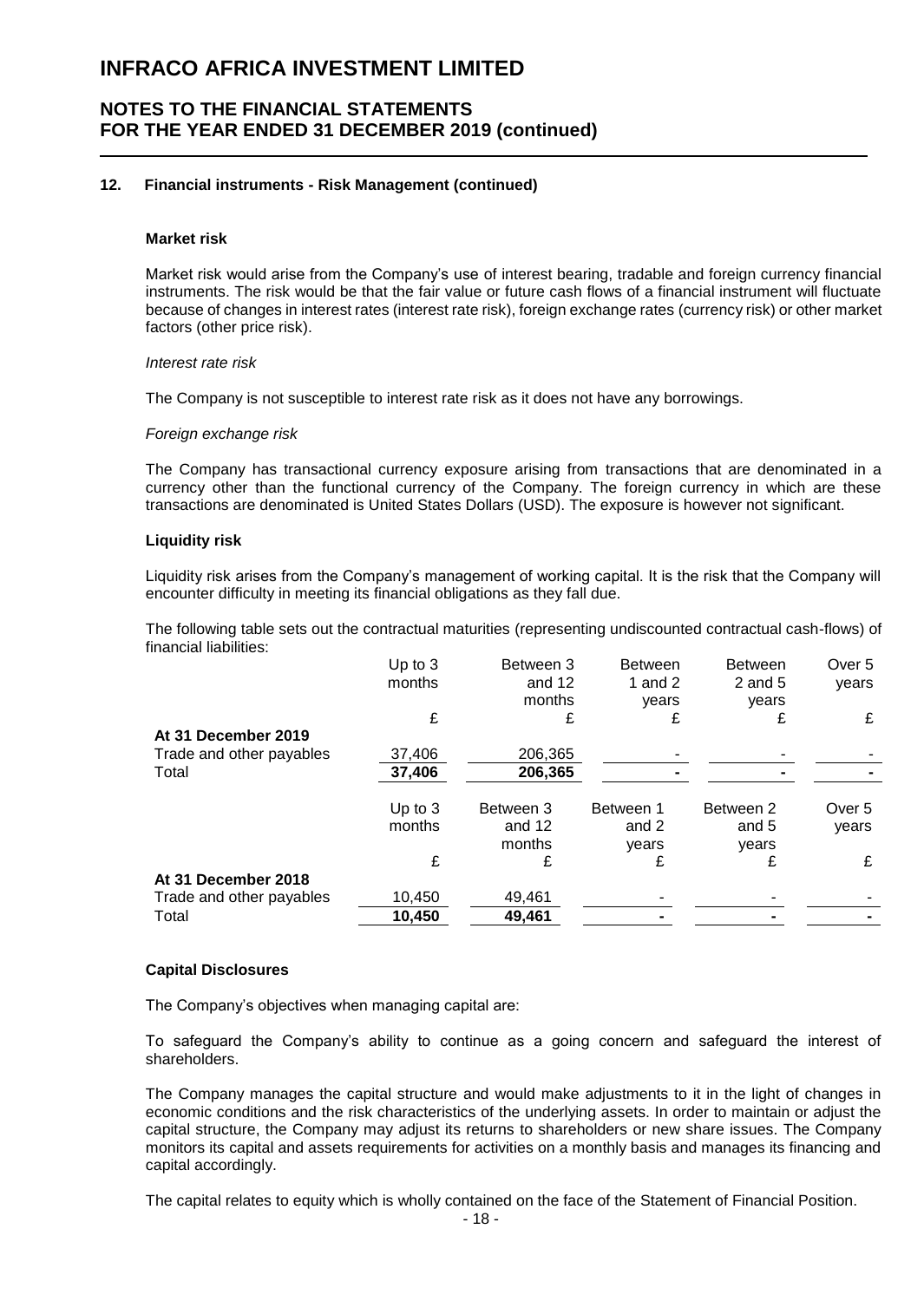# INFRACO AFRICA INVESTMENT LIMITED

## NOTES TO THE FINANCIAL STATEMENTS FOR THE YEAR ENDED 31 DECEMBER 2019 (continued)

### 12. Financial instruments - Risk Management (continued)

**Market risk**

Market risk would arise from the Company's use of interest bearing, tradable and foreign currency financial instruments. The risk would be that the fair value or future cash flows of a financial instrument will fluctuate because of changes in interest rates (interest rate risk), foreign exchange rates (currency risk) or other market factors (other price risk).

*Interest rate risk*

The Company is not susceptible to interest rate risk as it does not have any borrowings.

*Foreign exchange risk*

The Company has transactional currency exposure arising from transactions that are denominated in a currency other than the functional currency of the Company. The foreign currency in which are these transactions are denominated is United States Dollars (USD). The exposure is however not significant.

**Liquidity risk**

Liquidity risk arises from the Company's management of working capital. It is the risk that the Company will encounter difficulty in meeting its financial obligations as they fall due.

The following table sets out the contractual maturities (representing undiscounted contractual cash-flows) of financial liabilities:

| | Up to 3 months | Between 3 and 12 months | Between 1 and 2 years | Between 2 and 5 years | Over 5 years |
|---|---|---|---|---|---|
| | £ | £ | £ | £ | £ |
| **At 31 December 2019** | | | | | |
| Trade and other payables | 37,406 | 206,365 | - | - | - |
| Total | 37,406 | 206,365 | - | - | - |

| | Up to 3 months | Between 3 and 12 months | Between 1 and 2 years | Between 2 and 5 years | Over 5 years |
|---|---|---|---|---|---|
| | £ | £ | £ | £ | £ |
| **At 31 December 2018** | | | | | |
| Trade and other payables | 10,450 | 49,461 | - | - | - |
| Total | 10,450 | 49,461 | - | - | - |

**Capital Disclosures**

The Company's objectives when managing capital are:

To safeguard the Company's ability to continue as a going concern and safeguard the interest of shareholders.

The Company manages the capital structure and would make adjustments to it in the light of changes in economic conditions and the risk characteristics of the underlying assets. In order to maintain or adjust the capital structure, the Company may adjust its returns to shareholders or new share issues. The Company monitors its capital and assets requirements for activities on a monthly basis and manages its financing and capital accordingly.

The capital relates to equity which is wholly contained on the face of the Statement of Financial Position.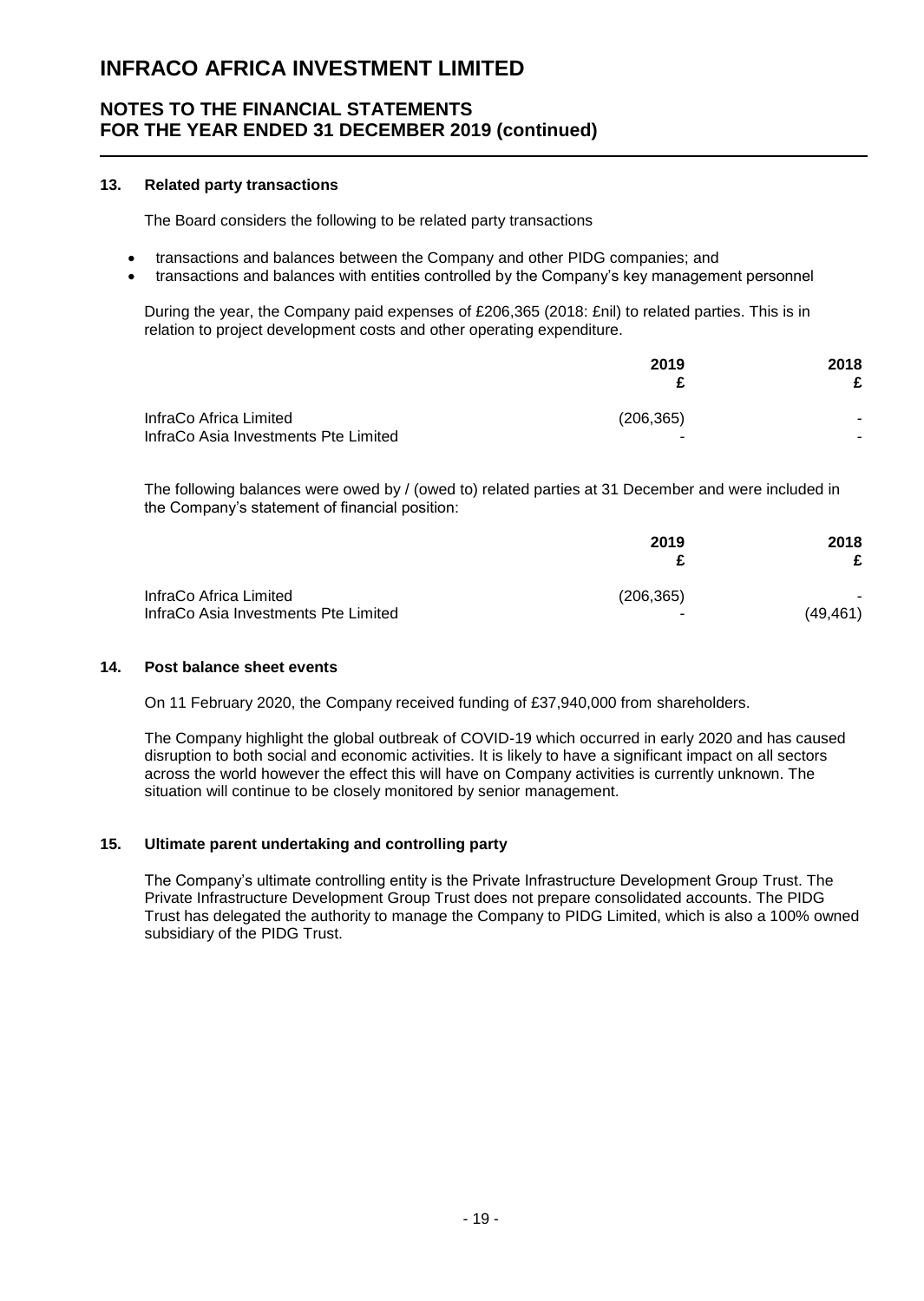# INFRACO AFRICA INVESTMENT LIMITED

## NOTES TO THE FINANCIAL STATEMENTS FOR THE YEAR ENDED 31 DECEMBER 2019 (continued)

### 13. Related party transactions

The Board considers the following to be related party transactions

- transactions and balances between the Company and other PIDG companies; and
- transactions and balances with entities controlled by the Company's key management personnel

During the year, the Company paid expenses of £206,365 (2018: £nil) to related parties. This is in relation to project development costs and other operating expenditure.

| | 2019 £ | 2018 £ |
|---|---|---|
| InfraCo Africa Limited | (206,365) | - |
| InfraCo Asia Investments Pte Limited | - | - |

The following balances were owed by / (owed to) related parties at 31 December and were included in the Company's statement of financial position:

| | 2019 £ | 2018 £ |
|---|---|---|
| InfraCo Africa Limited | (206,365) | - |
| InfraCo Asia Investments Pte Limited | - | (49,461) |

### 14. Post balance sheet events

On 11 February 2020, the Company received funding of £37,940,000 from shareholders.

The Company highlight the global outbreak of COVID-19 which occurred in early 2020 and has caused disruption to both social and economic activities. It is likely to have a significant impact on all sectors across the world however the effect this will have on Company activities is currently unknown. The situation will continue to be closely monitored by senior management.

### 15. Ultimate parent undertaking and controlling party

The Company's ultimate controlling entity is the Private Infrastructure Development Group Trust. The Private Infrastructure Development Group Trust does not prepare consolidated accounts. The PIDG Trust has delegated the authority to manage the Company to PIDG Limited, which is also a 100% owned subsidiary of the PIDG Trust.